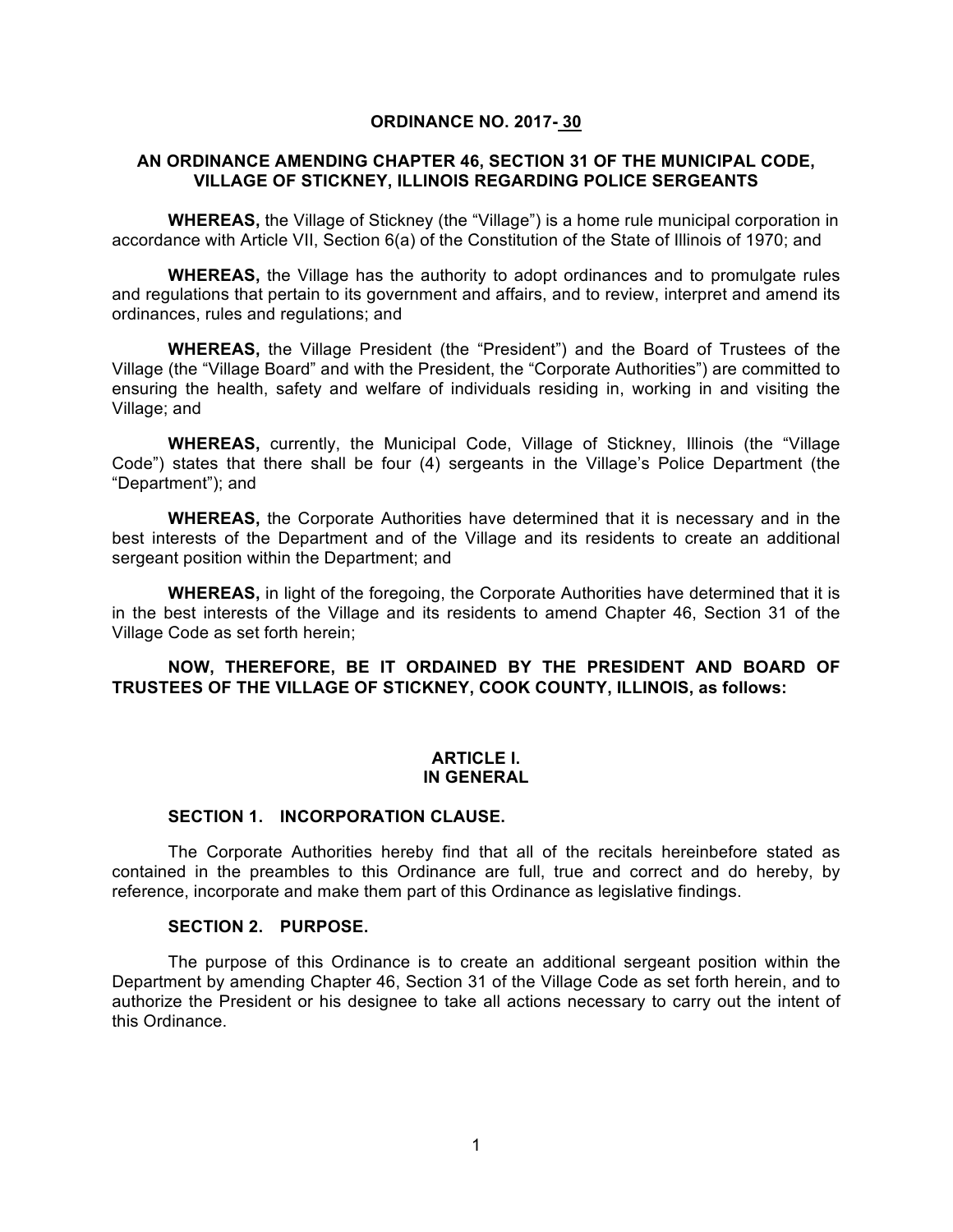**ORDINANCE NO. 2017- 30**

**AN ORDINANCE AMENDING CHAPTER 46, SECTION 31 OF THE MUNICIPAL CODE, VILLAGE OF STICKNEY, ILLINOIS REGARDING POLICE SERGEANTS**

**WHEREAS,** the Village of Stickney (the "Village") is a home rule municipal corporation in accordance with Article VII, Section 6(a) of the Constitution of the State of Illinois of 1970; and

**WHEREAS,** the Village has the authority to adopt ordinances and to promulgate rules and regulations that pertain to its government and affairs, and to review, interpret and amend its ordinances, rules and regulations; and

**WHEREAS,** the Village President (the "President") and the Board of Trustees of the Village (the "Village Board" and with the President, the "Corporate Authorities") are committed to ensuring the health, safety and welfare of individuals residing in, working in and visiting the Village; and

**WHEREAS,** currently, the Municipal Code, Village of Stickney, Illinois (the "Village Code") states that there shall be four (4) sergeants in the Village's Police Department (the "Department"); and

**WHEREAS,** the Corporate Authorities have determined that it is necessary and in the best interests of the Department and of the Village and its residents to create an additional sergeant position within the Department; and

**WHEREAS,** in light of the foregoing, the Corporate Authorities have determined that it is in the best interests of the Village and its residents to amend Chapter 46, Section 31 of the Village Code as set forth herein;

**NOW, THEREFORE, BE IT ORDAINED BY THE PRESIDENT AND BOARD OF TRUSTEES OF THE VILLAGE OF STICKNEY, COOK COUNTY, ILLINOIS, as follows:**

## ARTICLE I.
## IN GENERAL

### SECTION 1. INCORPORATION CLAUSE.

The Corporate Authorities hereby find that all of the recitals hereinbefore stated as contained in the preambles to this Ordinance are full, true and correct and do hereby, by reference, incorporate and make them part of this Ordinance as legislative findings.

### SECTION 2. PURPOSE.

The purpose of this Ordinance is to create an additional sergeant position within the Department by amending Chapter 46, Section 31 of the Village Code as set forth herein, and to authorize the President or his designee to take all actions necessary to carry out the intent of this Ordinance.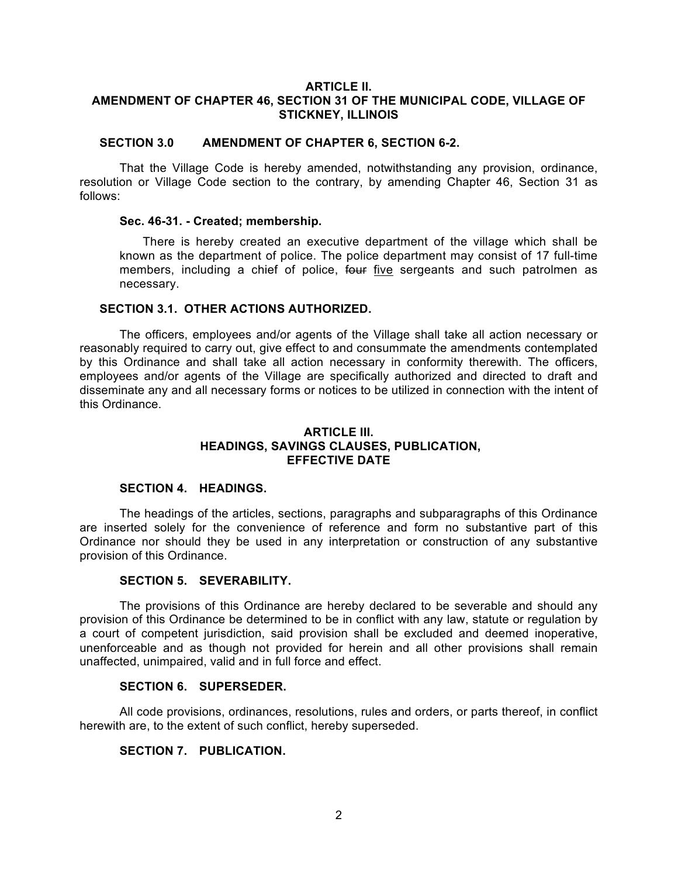## ARTICLE II.
## AMENDMENT OF CHAPTER 46, SECTION 31 OF THE MUNICIPAL CODE, VILLAGE OF STICKNEY, ILLINOIS

### SECTION 3.0 AMENDMENT OF CHAPTER 6, SECTION 6-2.

That the Village Code is hereby amended, notwithstanding any provision, ordinance, resolution or Village Code section to the contrary, by amending Chapter 46, Section 31 as follows:

**Sec. 46-31. - Created; membership.**

> There is hereby created an executive department of the village which shall be known as the department of police. The police department may consist of 17 full-time members, including a chief of police, ~~four~~ <u>five</u> sergeants and such patrolmen as necessary.

### SECTION 3.1. OTHER ACTIONS AUTHORIZED.

The officers, employees and/or agents of the Village shall take all action necessary or reasonably required to carry out, give effect to and consummate the amendments contemplated by this Ordinance and shall take all action necessary in conformity therewith. The officers, employees and/or agents of the Village are specifically authorized and directed to draft and disseminate any and all necessary forms or notices to be utilized in connection with the intent of this Ordinance.

## ARTICLE III.
## HEADINGS, SAVINGS CLAUSES, PUBLICATION, EFFECTIVE DATE

### SECTION 4. HEADINGS.

The headings of the articles, sections, paragraphs and subparagraphs of this Ordinance are inserted solely for the convenience of reference and form no substantive part of this Ordinance nor should they be used in any interpretation or construction of any substantive provision of this Ordinance.

### SECTION 5. SEVERABILITY.

The provisions of this Ordinance are hereby declared to be severable and should any provision of this Ordinance be determined to be in conflict with any law, statute or regulation by a court of competent jurisdiction, said provision shall be excluded and deemed inoperative, unenforceable and as though not provided for herein and all other provisions shall remain unaffected, unimpaired, valid and in full force and effect.

### SECTION 6. SUPERSEDER.

All code provisions, ordinances, resolutions, rules and orders, or parts thereof, in conflict herewith are, to the extent of such conflict, hereby superseded.

### SECTION 7. PUBLICATION.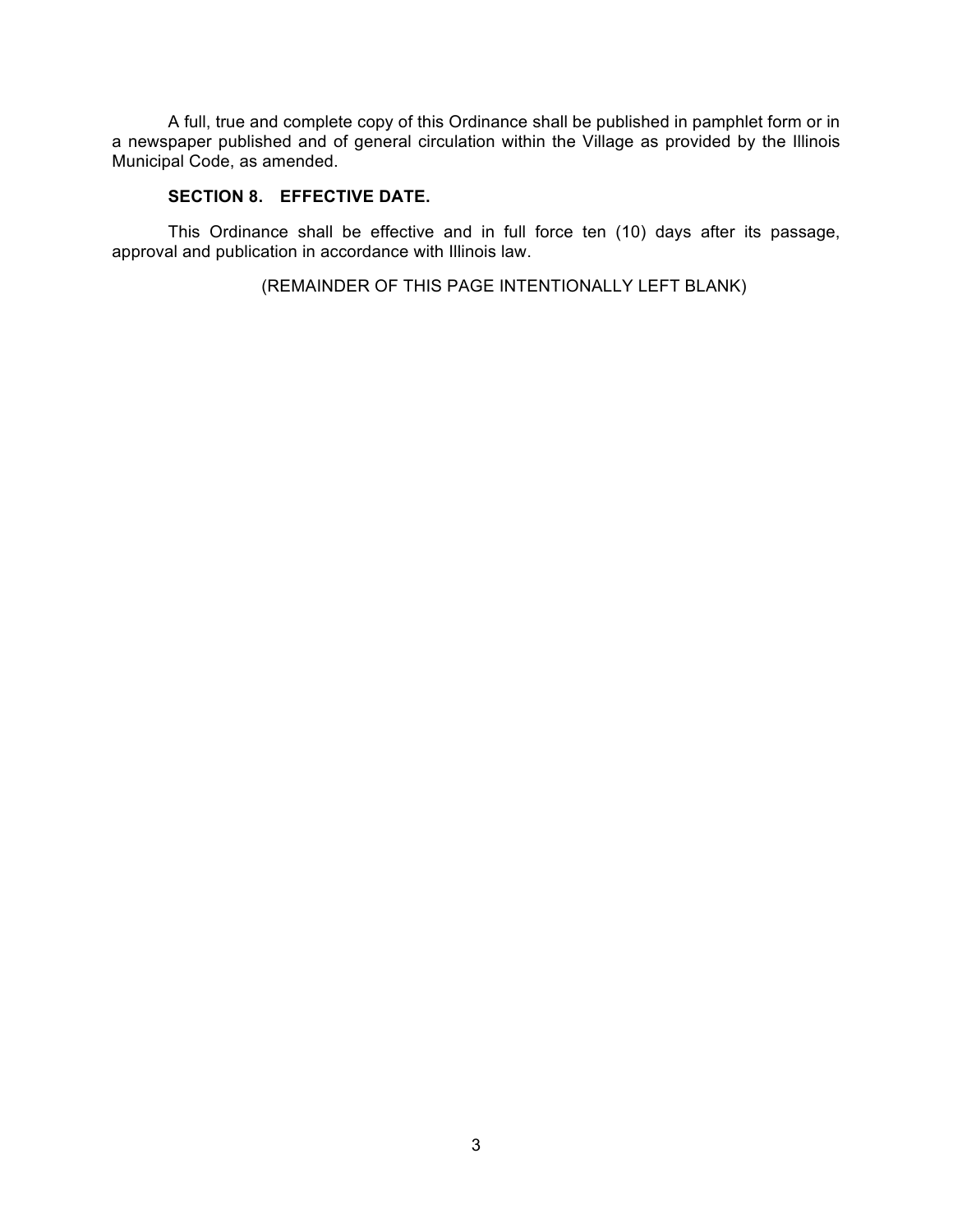A full, true and complete copy of this Ordinance shall be published in pamphlet form or in a newspaper published and of general circulation within the Village as provided by the Illinois Municipal Code, as amended.

**SECTION 8. EFFECTIVE DATE.**

This Ordinance shall be effective and in full force ten (10) days after its passage, approval and publication in accordance with Illinois law.

(REMAINDER OF THIS PAGE INTENTIONALLY LEFT BLANK)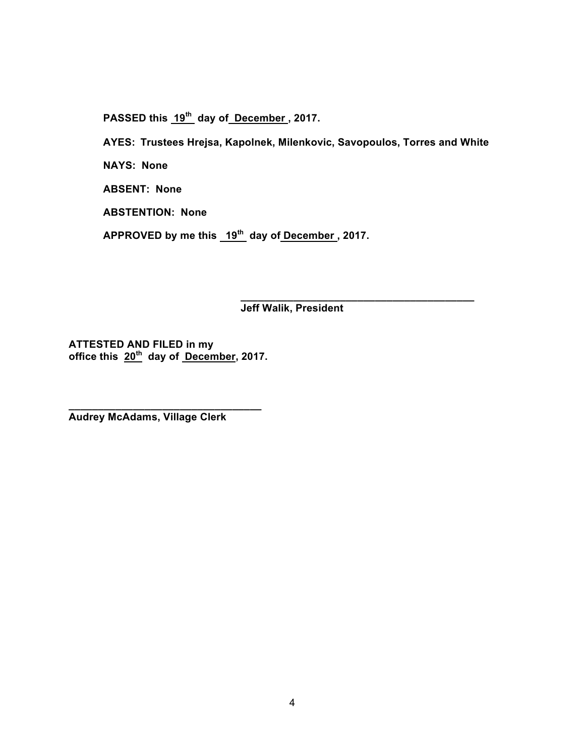**PASSED this 19th day of December , 2017.**

**AYES: Trustees Hrejsa, Kapolnek, Milenkovic, Savopoulos, Torres and White**

**NAYS: None**

**ABSENT: None**

**ABSTENTION: None**

**APPROVED by me this 19th day of December , 2017.**

\_\_\_\_\_\_\_\_\_\_\_\_\_\_\_\_\_\_\_\_\_\_\_\_\_\_\_\_\_\_\_\_\_\_\_\_\_\_\_\_\_\_
**Jeff Walik, President**

**ATTESTED AND FILED in my office this 20th day of December, 2017.**

\_\_\_\_\_\_\_\_\_\_\_\_\_\_\_\_\_\_\_\_\_\_\_\_\_\_\_\_\_\_\_\_\_\_
**Audrey McAdams, Village Clerk**